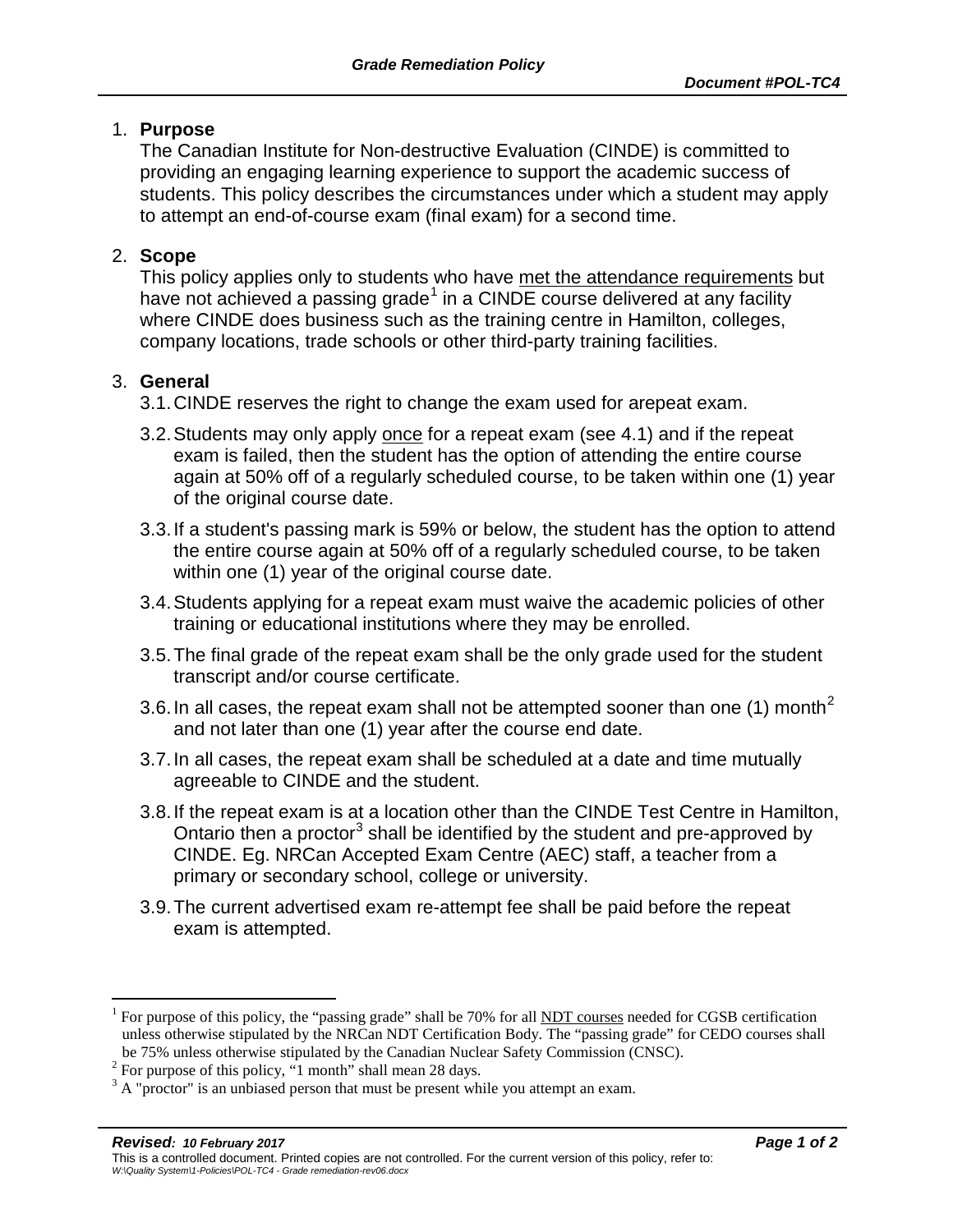# Grade Remediation Policy

**Document #POL-TC4**

1. **Purpose**
   The Canadian Institute for Non-destructive Evaluation (CINDE) is committed to providing an engaging learning experience to support the academic success of students. This policy describes the circumstances under which a student may apply to attempt an end-of-course exam (final exam) for a second time.

2. **Scope**
   This policy applies only to students who have <u>met the attendance requirements</u> but have not achieved a passing grade[1] in a CINDE course delivered at any facility where CINDE does business such as the training centre in Hamilton, colleges, company locations, trade schools or other third-party training facilities.

3. **General**

   3.1. CINDE reserves the right to change the exam used for arepeat exam.

   3.2. Students may only apply <u>once</u> for a repeat exam (see 4.1) and if the repeat exam is failed, then the student has the option of attending the entire course again at 50% off of a regularly scheduled course, to be taken within one (1) year of the original course date.

   3.3. If a student's passing mark is 59% or below, the student has the option to attend the entire course again at 50% off of a regularly scheduled course, to be taken within one (1) year of the original course date.

   3.4. Students applying for a repeat exam must waive the academic policies of other training or educational institutions where they may be enrolled.

   3.5. The final grade of the repeat exam shall be the only grade used for the student transcript and/or course certificate.

   3.6. In all cases, the repeat exam shall not be attempted sooner than one (1) month[2] and not later than one (1) year after the course end date.

   3.7. In all cases, the repeat exam shall be scheduled at a date and time mutually agreeable to CINDE and the student.

   3.8. If the repeat exam is at a location other than the CINDE Test Centre in Hamilton, Ontario then a proctor[3] shall be identified by the student and pre-approved by CINDE. Eg. NRCan Accepted Exam Centre (AEC) staff, a teacher from a primary or secondary school, college or university.

   3.9. The current advertised exam re-attempt fee shall be paid before the repeat exam is attempted.

---

[1] For purpose of this policy, the "passing grade" shall be 70% for all <u>NDT courses</u> needed for CGSB certification unless otherwise stipulated by the NRCan NDT Certification Body. The "passing grade" for CEDO courses shall be 75% unless otherwise stipulated by the Canadian Nuclear Safety Commission (CNSC).

[2] For purpose of this policy, "1 month" shall mean 28 days.

[3] A "proctor" is an unbiased person that must be present while you attempt an exam.

***Revised**: 10 February 2017*

This is a controlled document. Printed copies are not controlled. For the current version of this policy, refer to: *W:\Quality System\1-Policies\POL-TC4 - Grade remediation-rev06.docx*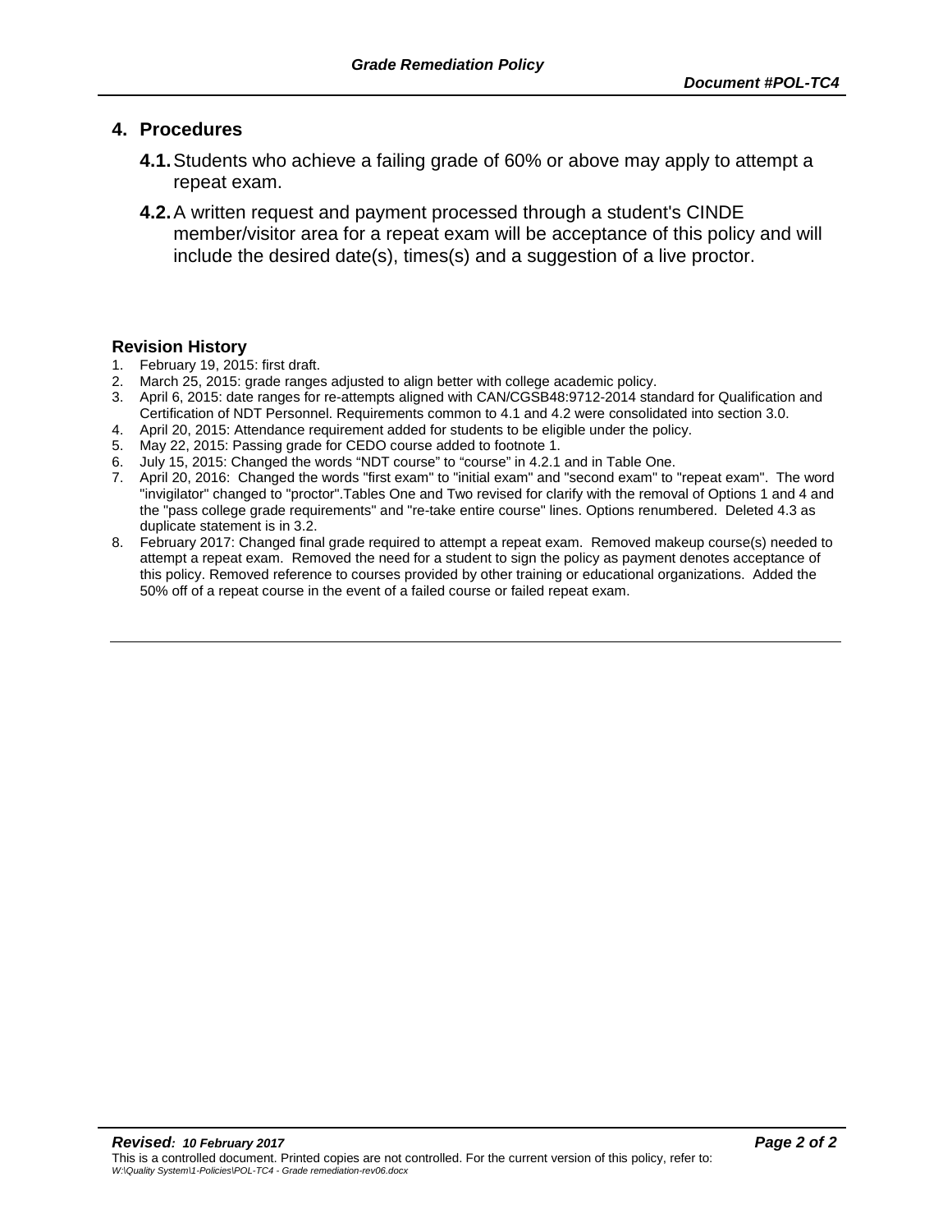## 4. Procedures

**4.1.** Students who achieve a failing grade of 60% or above may apply to attempt a repeat exam.

**4.2.** A written request and payment processed through a student's CINDE member/visitor area for a repeat exam will be acceptance of this policy and will include the desired date(s), times(s) and a suggestion of a live proctor.

### Revision History

1. February 19, 2015: first draft.
2. March 25, 2015: grade ranges adjusted to align better with college academic policy.
3. April 6, 2015: date ranges for re-attempts aligned with CAN/CGSB48:9712-2014 standard for Qualification and Certification of NDT Personnel. Requirements common to 4.1 and 4.2 were consolidated into section 3.0.
4. April 20, 2015: Attendance requirement added for students to be eligible under the policy.
5. May 22, 2015: Passing grade for CEDO course added to footnote 1.
6. July 15, 2015: Changed the words "NDT course" to "course" in 4.2.1 and in Table One.
7. April 20, 2016: Changed the words "first exam" to "initial exam" and "second exam" to "repeat exam". The word "invigilator" changed to "proctor".Tables One and Two revised for clarify with the removal of Options 1 and 4 and the "pass college grade requirements" and "re-take entire course" lines. Options renumbered. Deleted 4.3 as duplicate statement is in 3.2.
8. February 2017: Changed final grade required to attempt a repeat exam. Removed makeup course(s) needed to attempt a repeat exam. Removed the need for a student to sign the policy as payment denotes acceptance of this policy. Removed reference to courses provided by other training or educational organizations. Added the 50% off of a repeat course in the event of a failed course or failed repeat exam.

***Revised**: 10 February 2017*

This is a controlled document. Printed copies are not controlled. For the current version of this policy, refer to: *W:\Quality System\1-Policies\POL-TC4 - Grade remediation-rev06.docx*